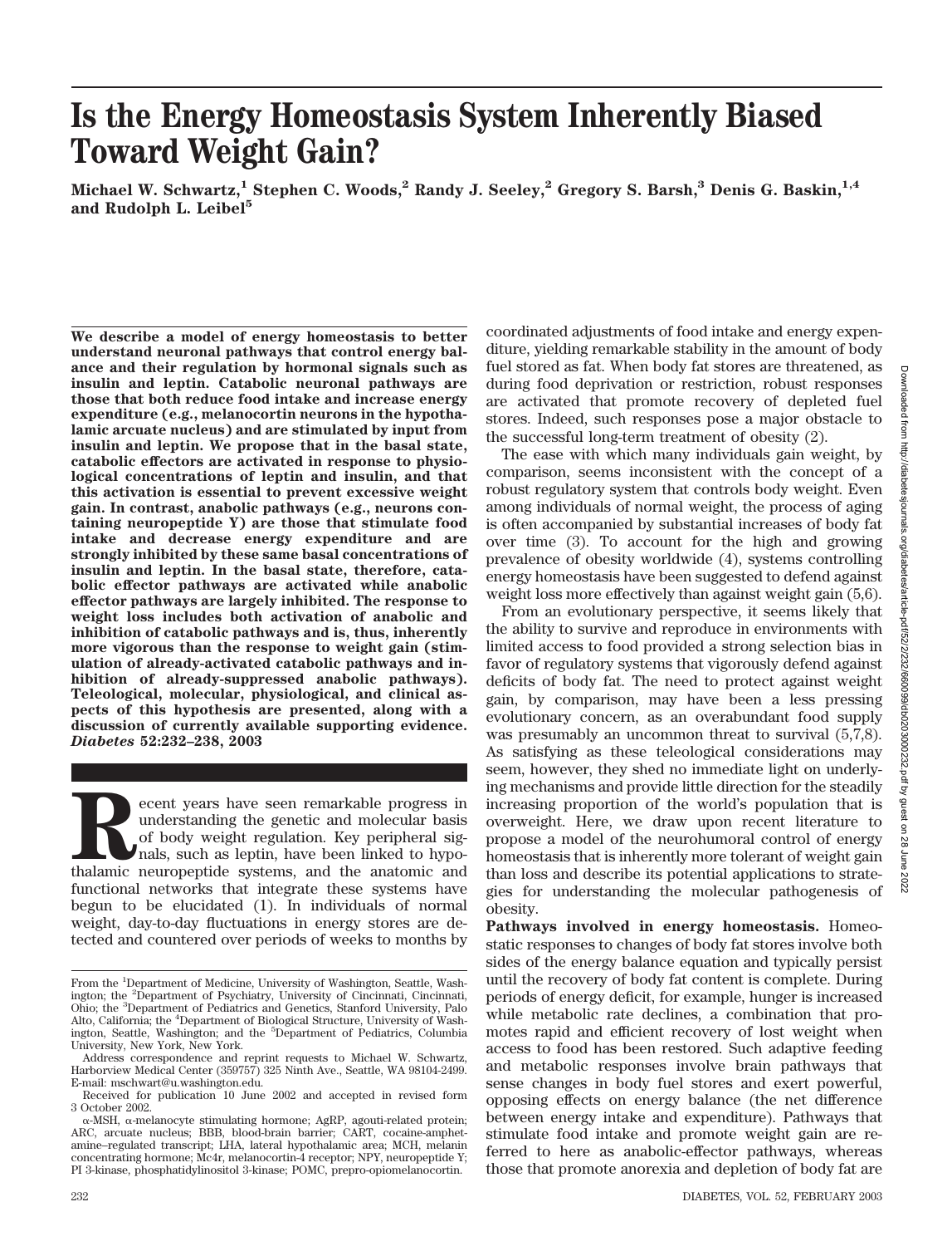# Is the Energy Homeostasis System Inherently Biased Toward Weight Gain?

**Michael W. Schwartz,[1] Stephen C. Woods,[2] Randy J. Seeley,[2] Gregory S. Barsh,[3] Denis G. Baskin,[1,4] and Rudolph L. Leibel[5]**

**We describe a model of energy homeostasis to better understand neuronal pathways that control energy balance and their regulation by hormonal signals such as insulin and leptin. Catabolic neuronal pathways are those that both reduce food intake and increase energy expenditure (e.g., melanocortin neurons in the hypothalamic arcuate nucleus) and are stimulated by input from insulin and leptin. We propose that in the basal state, catabolic effectors are activated in response to physiological concentrations of leptin and insulin, and that this activation is essential to prevent excessive weight gain. In contrast, anabolic pathways (e.g., neurons containing neuropeptide Y) are those that stimulate food intake and decrease energy expenditure and are strongly inhibited by these same basal concentrations of insulin and leptin. In the basal state, therefore, catabolic effector pathways are activated while anabolic effector pathways are largely inhibited. The response to weight loss includes both activation of anabolic and inhibition of catabolic pathways and is, thus, inherently more vigorous than the response to weight gain (stimulation of already-activated catabolic pathways and inhibition of already-suppressed anabolic pathways). Teleological, molecular, physiological, and clinical aspects of this hypothesis are presented, along with a discussion of currently available supporting evidence.** ***Diabetes* 52:232–238, 2003**

Recent years have seen remarkable progress in understanding the genetic and molecular basis of body weight regulation. Key peripheral signals, such as leptin, have been linked to hypothalamic neuropeptide systems, and the anatomic and functional networks that integrate these systems have begun to be elucidated (1). In individuals of normal weight, day-to-day fluctuations in energy stores are detected and countered over periods of weeks to months by coordinated adjustments of food intake and energy expenditure, yielding remarkable stability in the amount of body fuel stored as fat. When body fat stores are threatened, as during food deprivation or restriction, robust responses are activated that promote recovery of depleted fuel stores. Indeed, such responses pose a major obstacle to the successful long-term treatment of obesity (2).

The ease with which many individuals gain weight, by comparison, seems inconsistent with the concept of a robust regulatory system that controls body weight. Even among individuals of normal weight, the process of aging is often accompanied by substantial increases of body fat over time (3). To account for the high and growing prevalence of obesity worldwide (4), systems controlling energy homeostasis have been suggested to defend against weight loss more effectively than against weight gain (5,6).

From an evolutionary perspective, it seems likely that the ability to survive and reproduce in environments with limited access to food provided a strong selection bias in favor of regulatory systems that vigorously defend against deficits of body fat. The need to protect against weight gain, by comparison, may have been a less pressing evolutionary concern, as an overabundant food supply was presumably an uncommon threat to survival (5,7,8). As satisfying as these teleological considerations may seem, however, they shed no immediate light on underlying mechanisms and provide little direction for the steadily increasing proportion of the world's population that is overweight. Here, we draw upon recent literature to propose a model of the neurohumoral control of energy homeostasis that is inherently more tolerant of weight gain than loss and describe its potential applications to strategies for understanding the molecular pathogenesis of obesity.

**Pathways involved in energy homeostasis.** Homeostatic responses to changes of body fat stores involve both sides of the energy balance equation and typically persist until the recovery of body fat content is complete. During periods of energy deficit, for example, hunger is increased while metabolic rate declines, a combination that promotes rapid and efficient recovery of lost weight when access to food has been restored. Such adaptive feeding and metabolic responses involve brain pathways that sense changes in body fuel stores and exert powerful, opposing effects on energy balance (the net difference between energy intake and expenditure). Pathways that stimulate food intake and promote weight gain are referred to here as anabolic-effector pathways, whereas those that promote anorexia and depletion of body fat are

---

From the [1]Department of Medicine, University of Washington, Seattle, Washington; the [2]Department of Psychiatry, University of Cincinnati, Cincinnati, Ohio; the [3]Department of Pediatrics and Genetics, Stanford University, Palo Alto, California; the [4]Department of Biological Structure, University of Washington, Seattle, Washington; and the [5]Department of Pediatrics, Columbia University, New York, New York.

Address correspondence and reprint requests to Michael W. Schwartz, Harborview Medical Center (359757) 325 Ninth Ave., Seattle, WA 98104-2499. E-mail: mschwart@u.washington.edu.

Received for publication 10 June 2002 and accepted in revised form 3 October 2002.

α-MSH, α-melanocyte stimulating hormone; AgRP, agouti-related protein; ARC, arcuate nucleus; BBB, blood-brain barrier; CART, cocaine-amphetamine–regulated transcript; LHA, lateral hypothalamic area; MCH, melanin concentrating hormone; Mc4r, melanocortin-4 receptor; NPY, neuropeptide Y; PI 3-kinase, phosphatidylinositol 3-kinase; POMC, prepro-opiomelanocortin.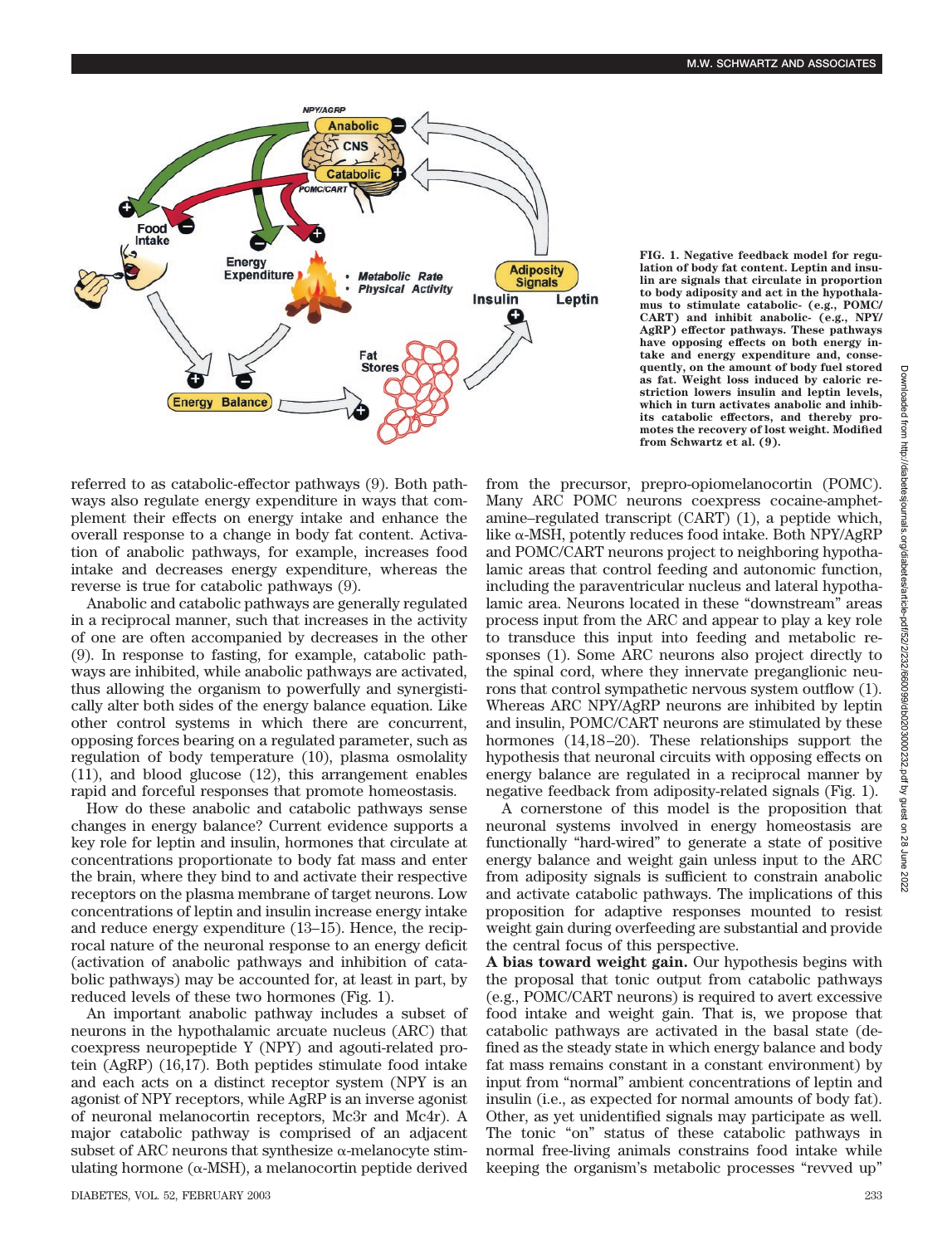FIG. 1. Negative feedback model for regulation of body fat content. Leptin and insulin are signals that circulate in proportion to body adiposity and act in the hypothalamus to stimulate catabolic- (e.g., POMC/CART) and inhibit anabolic- (e.g., NPY/AgRP) effector pathways. These pathways have opposing effects on both energy intake and energy expenditure and, consequently, on the amount of body fuel stored as fat. Weight loss induced by caloric restriction lowers insulin and leptin levels, which in turn activates anabolic and inhibits catabolic effectors, and thereby promotes the recovery of lost weight. Modified from Schwartz et al. (9).

referred to as catabolic-effector pathways (9). Both pathways also regulate energy expenditure in ways that complement their effects on energy intake and enhance the overall response to a change in body fat content. Activation of anabolic pathways, for example, increases food intake and decreases energy expenditure, whereas the reverse is true for catabolic pathways (9).

Anabolic and catabolic pathways are generally regulated in a reciprocal manner, such that increases in the activity of one are often accompanied by decreases in the other (9). In response to fasting, for example, catabolic pathways are inhibited, while anabolic pathways are activated, thus allowing the organism to powerfully and synergistically alter both sides of the energy balance equation. Like other control systems in which there are concurrent, opposing forces bearing on a regulated parameter, such as regulation of body temperature (10), plasma osmolality (11), and blood glucose (12), this arrangement enables rapid and forceful responses that promote homeostasis.

How do these anabolic and catabolic pathways sense changes in energy balance? Current evidence supports a key role for leptin and insulin, hormones that circulate at concentrations proportionate to body fat mass and enter the brain, where they bind to and activate their respective receptors on the plasma membrane of target neurons. Low concentrations of leptin and insulin increase energy intake and reduce energy expenditure (13–15). Hence, the reciprocal nature of the neuronal response to an energy deficit (activation of anabolic pathways and inhibition of catabolic pathways) may be accounted for, at least in part, by reduced levels of these two hormones (Fig. 1).

An important anabolic pathway includes a subset of neurons in the hypothalamic arcuate nucleus (ARC) that coexpress neuropeptide Y (NPY) and agouti-related protein (AgRP) (16,17). Both peptides stimulate food intake and each acts on a distinct receptor system (NPY is an agonist of NPY receptors, while AgRP is an inverse agonist of neuronal melanocortin receptors, Mc3r and Mc4r). A major catabolic pathway is comprised of an adjacent subset of ARC neurons that synthesize α-melanocyte stimulating hormone (α-MSH), a melanocortin peptide derived from the precursor, prepro-opiomelanocortin (POMC). Many ARC POMC neurons coexpress cocaine-amphetamine–regulated transcript (CART) (1), a peptide which, like α-MSH, potently reduces food intake. Both NPY/AgRP and POMC/CART neurons project to neighboring hypothalamic areas that control feeding and autonomic function, including the paraventricular nucleus and lateral hypothalamic area. Neurons located in these "downstream" areas process input from the ARC and appear to play a key role to transduce this input into feeding and metabolic responses (1). Some ARC neurons also project directly to the spinal cord, where they innervate preganglionic neurons that control sympathetic nervous system outflow (1). Whereas ARC NPY/AgRP neurons are inhibited by leptin and insulin, POMC/CART neurons are stimulated by these hormones (14,18–20). These relationships support the hypothesis that neuronal circuits with opposing effects on energy balance are regulated in a reciprocal manner by negative feedback from adiposity-related signals (Fig. 1).

A cornerstone of this model is the proposition that neuronal systems involved in energy homeostasis are functionally "hard-wired" to generate a state of positive energy balance and weight gain unless input to the ARC from adiposity signals is sufficient to constrain anabolic and activate catabolic pathways. The implications of this proposal for adaptive responses mounted to resist weight gain during overfeeding are substantial and provide the central focus of this perspective.

**A bias toward weight gain.** Our hypothesis begins with the proposal that tonic output from catabolic pathways (e.g., POMC/CART neurons) is required to avert excessive food intake and weight gain. That is, we propose that catabolic pathways are activated in the basal state (defined as the steady state in which energy balance and body fat mass remains constant in a constant environment) by input from "normal" ambient concentrations of leptin and insulin (i.e., as expected for normal amounts of body fat). Other, as yet unidentified signals may participate as well. The tonic "on" status of these catabolic pathways in normal free-living animals constrains food intake while keeping the organism's metabolic processes "revved up"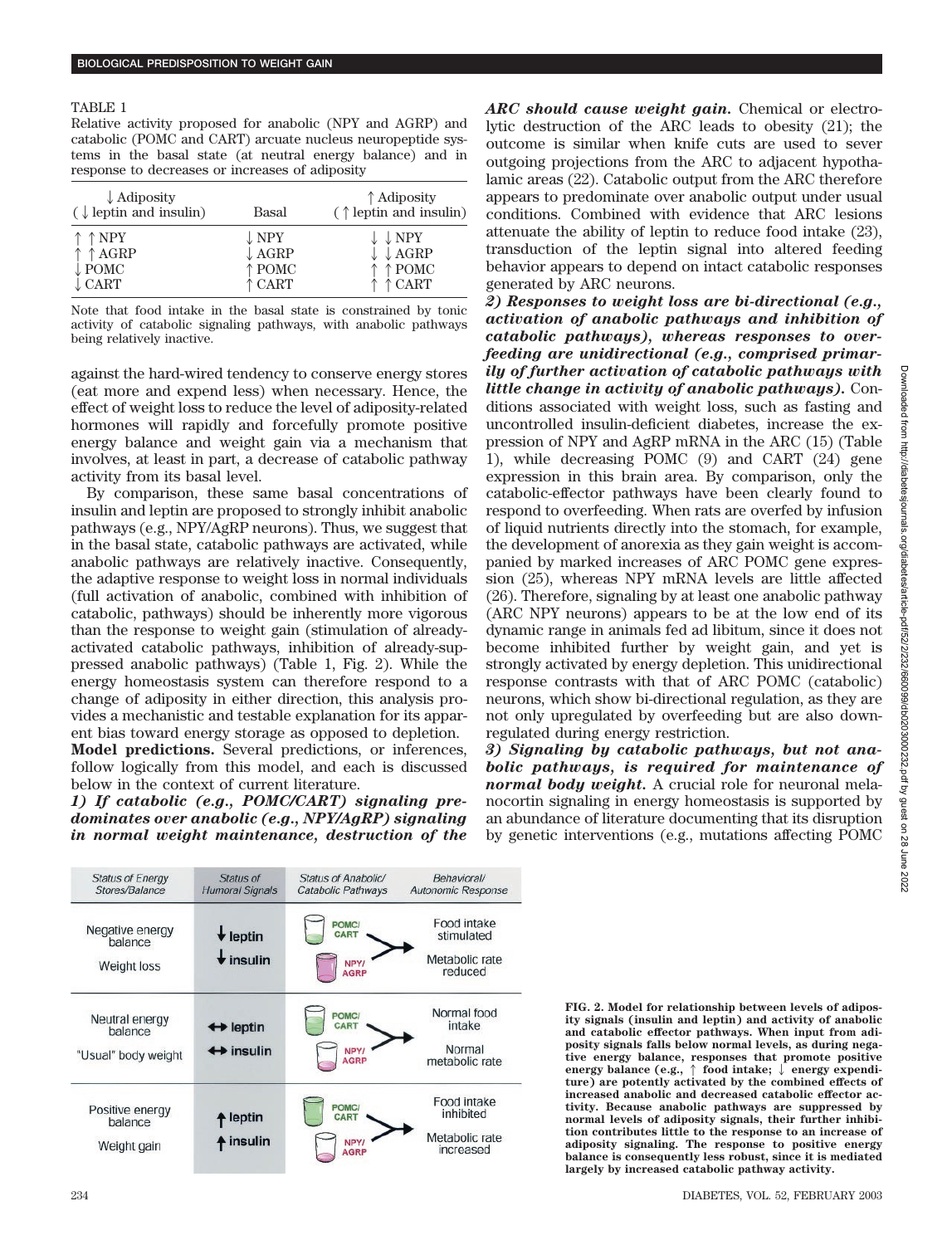TABLE 1

Relative activity proposed for anabolic (NPY and AGRP) and catabolic (POMC and CART) arcuate nucleus neuropeptide systems in the basal state (at neutral energy balance) and in response to decreases or increases of adiposity

| ↓ Adiposity (↓ leptin and insulin) | Basal | ↑ Adiposity (↑ leptin and insulin) |
|---|---|---|
| ↑ ↑ NPY | ↓ NPY | ↓ ↓ NPY |
| ↑ ↑ AGRP | ↓ AGRP | ↓ ↓ AGRP |
| ↓ POMC | ↑ POMC | ↑ ↑ POMC |
| ↓ CART | ↑ CART | ↑ ↑ CART |

Note that food intake in the basal state is constrained by tonic activity of catabolic signaling pathways, with anabolic pathways being relatively inactive.

against the hard-wired tendency to conserve energy stores (eat more and expend less) when necessary. Hence, the effect of weight loss to reduce the level of adiposity-related hormones will rapidly and forcefully promote positive energy balance and weight gain via a mechanism that involves, at least in part, a decrease of catabolic pathway activity from its basal level.

By comparison, these same basal concentrations of insulin and leptin are proposed to strongly inhibit anabolic pathways (e.g., NPY/AgRP neurons). Thus, we suggest that in the basal state, catabolic pathways are activated, while anabolic pathways are relatively inactive. Consequently, the adaptive response to weight loss in normal individuals (full activation of anabolic, combined with inhibition of catabolic, pathways) should be inherently more vigorous than the response to weight gain (stimulation of already-activated catabolic pathways, inhibition of already-suppressed anabolic pathways) (Table 1, Fig. 2). While the energy homeostasis system can therefore respond to a change of adiposity in either direction, this analysis provides a mechanistic and testable explanation for its apparent bias toward energy storage as opposed to depletion.

**Model predictions.** Several predictions, or inferences, follow logically from this model, and each is discussed below in the context of current literature.

***1) If catabolic (e.g., POMC/CART) signaling predominates over anabolic (e.g., NPY/AgRP) signaling in normal weight maintenance, destruction of the ARC should cause weight gain.*** Chemical or electrolytic destruction of the ARC leads to obesity (21); the outcome is similar when knife cuts are used to sever outgoing projections from the ARC to adjacent hypothalamic areas (22). Catabolic output from the ARC therefore appears to predominate over anabolic output under usual conditions. Combined with evidence that ARC lesions attenuate the ability of leptin to reduce food intake (23), transduction of the leptin signal into altered feeding behavior appears to depend on intact catabolic responses generated by ARC neurons.

***2) Responses to weight loss are bi-directional (e.g., activation of anabolic pathways and inhibition of catabolic pathways), whereas responses to overfeeding are unidirectional (e.g., comprised primarily of further activation of catabolic pathways with little change in activity of anabolic pathways).*** Conditions associated with weight loss, such as fasting and uncontrolled insulin-deficient diabetes, increase the expression of NPY and AgRP mRNA in the ARC (15) (Table 1), while decreasing POMC (9) and CART (24) gene expression in this brain area. By comparison, only the catabolic-effector pathways have been clearly found to respond to overfeeding. When rats are overfed by infusion of liquid nutrients directly into the stomach, for example, the development of anorexia as they gain weight is accompanied by marked increases of ARC POMC gene expression (25), whereas NPY mRNA levels are little affected (26). Therefore, signaling by at least one anabolic pathway (ARC NPY neurons) appears to be at the low end of its dynamic range in animals fed ad libitum, since it does not become inhibited further by weight gain, and yet is strongly activated by energy depletion. This unidirectional response contrasts with that of ARC POMC (catabolic) neurons, which show bi-directional regulation, as they are not only upregulated by overfeeding but are also downregulated during energy restriction.

***3) Signaling by catabolic pathways, but not anabolic pathways, is required for maintenance of normal body weight.*** A crucial role for neuronal melanocortin signaling in energy homeostasis is supported by an abundance of literature documenting that its disruption by genetic interventions (e.g., mutations affecting POMC

| Status of Energy Stores/Balance | Status of Humoral Signals | Status of Anabolic/ Catabolic Pathways | Behavioral/ Autonomic Response |
|---|---|---|---|
| Negative energy balance<br>Weight loss | ↓ leptin<br>↓ insulin | POMC/ CART<br>NPY/ AGRP | Food intake stimulated<br>Metabolic rate reduced |
| Neutral energy balance<br>"Usual" body weight | ↔ leptin<br>↔ insulin | POMC/ CART<br>NPY/ AGRP | Normal food intake<br>Normal metabolic rate |
| Positive energy balance<br>Weight gain | ↑ leptin<br>↑ insulin | POMC/ CART<br>NPY/ AGRP | Food intake inhibited<br>Metabolic rate increased |

**FIG. 2. Model for relationship between levels of adiposity signals (insulin and leptin) and activity of anabolic and catabolic effector pathways. When input from adiposity signals falls below normal levels, as during negative energy balance, responses that promote positive energy balance (e.g., ↑ food intake; ↓ energy expenditure) are potently activated by the combined effects of increased anabolic and decreased catabolic effector activity. Because anabolic pathways are suppressed by normal levels of adiposity signals, their further inhibition contributes little to the response to an increase of adiposity signaling. The response to positive energy balance is consequently less robust, since it is mediated largely by increased catabolic pathway activity.**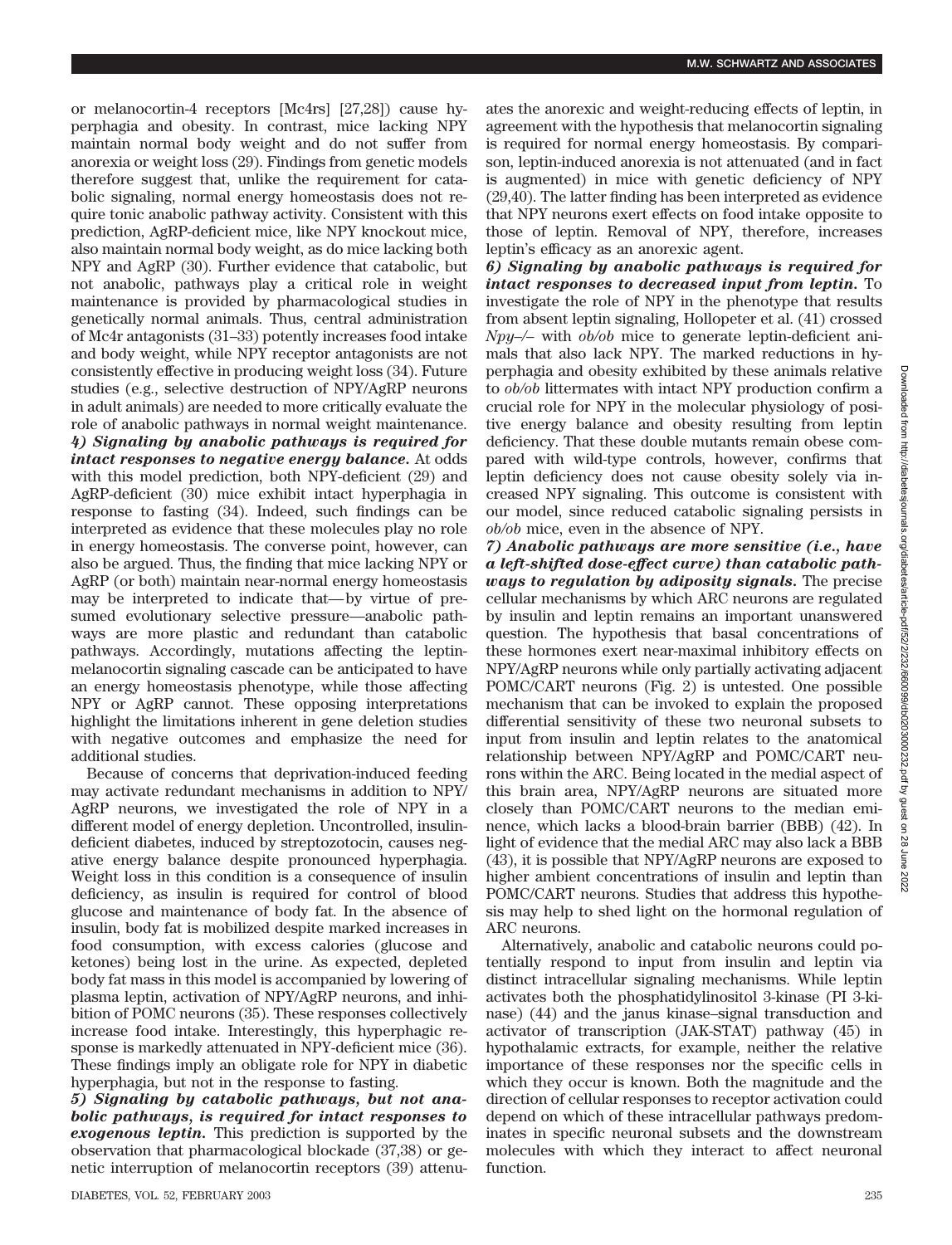or melanocortin-4 receptors [Mc4rs] [27,28]) cause hyperphagia and obesity. In contrast, mice lacking NPY maintain normal body weight and do not suffer from anorexia or weight loss (29). Findings from genetic models therefore suggest that, unlike the requirement for catabolic signaling, normal energy homeostasis does not require tonic anabolic pathway activity. Consistent with this prediction, AgRP-deficient mice, like NPY knockout mice, also maintain normal body weight, as do mice lacking both NPY and AgRP (30). Further evidence that catabolic, but not anabolic, pathways play a critical role in weight maintenance is provided by pharmacological studies in genetically normal animals. Thus, central administration of Mc4r antagonists (31–33) potently increases food intake and body weight, while NPY receptor antagonists are not consistently effective in producing weight loss (34). Future studies (e.g., selective destruction of NPY/AgRP neurons in adult animals) are needed to more critically evaluate the role of anabolic pathways in normal weight maintenance.

***4) Signaling by anabolic pathways is required for intact responses to negative energy balance.*** At odds with this model prediction, both NPY-deficient (29) and AgRP-deficient (30) mice exhibit intact hyperphagia in response to fasting (34). Indeed, such findings can be interpreted as evidence that these molecules play no role in energy homeostasis. The converse point, however, can also be argued. Thus, the finding that mice lacking NPY or AgRP (or both) maintain near-normal energy homeostasis may be interpreted to indicate that—by virtue of presumed evolutionary selective pressure—anabolic pathways are more plastic and redundant than catabolic pathways. Accordingly, mutations affecting the leptin-melanocortin signaling cascade can be anticipated to have an energy homeostasis phenotype, while those affecting NPY or AgRP cannot. These opposing interpretations highlight the limitations inherent in gene deletion studies with negative outcomes and emphasize the need for additional studies.

Because of concerns that deprivation-induced feeding may activate redundant mechanisms in addition to NPY/AgRP neurons, we investigated the role of NPY in a different model of energy depletion. Uncontrolled, insulin-deficient diabetes, induced by streptozotocin, causes negative energy balance despite pronounced hyperphagia. Weight loss in this condition is a consequence of insulin deficiency, as insulin is required for control of blood glucose and maintenance of body fat. In the absence of insulin, body fat is mobilized despite marked increases in food consumption, with excess calories (glucose and ketones) being lost in the urine. As expected, depleted body fat mass in this model is accompanied by lowering of plasma leptin, activation of NPY/AgRP neurons, and inhibition of POMC neurons (35). These responses collectively increase food intake. Interestingly, this hyperphagic response is markedly attenuated in NPY-deficient mice (36). These findings imply an obligate role for NPY in diabetic hyperphagia, but not in the response to fasting.

***5) Signaling by catabolic pathways, but not anabolic pathways, is required for intact responses to exogenous leptin.*** This prediction is supported by the observation that pharmacological blockade (37,38) or genetic interruption of melanocortin receptors (39) attenuates the anorexic and weight-reducing effects of leptin, in agreement with the hypothesis that melanocortin signaling is required for normal energy homeostasis. By comparison, leptin-induced anorexia is not attenuated (and in fact is augmented) in mice with genetic deficiency of NPY (29,40). The latter finding has been interpreted as evidence that NPY neurons exert effects on food intake opposite to those of leptin. Removal of NPY, therefore, increases leptin's efficacy as an anorexic agent.

***6) Signaling by anabolic pathways is required for intact responses to decreased input from leptin.*** To investigate the role of NPY in the phenotype that results from absent leptin signaling, Hollopeter et al. (41) crossed *Npy–/–* with *ob/ob* mice to generate leptin-deficient animals that also lack NPY. The marked reductions in hyperphagia and obesity exhibited by these animals relative to *ob/ob* littermates with intact NPY production confirm a crucial role for NPY in the molecular physiology of positive energy balance and obesity resulting from leptin deficiency. That these double mutants remain obese compared with wild-type controls, however, confirms that leptin deficiency does not cause obesity solely via increased NPY signaling. This outcome is consistent with our model, since reduced catabolic signaling persists in *ob/ob* mice, even in the absence of NPY.

***7) Anabolic pathways are more sensitive (i.e., have a left-shifted dose-effect curve) than catabolic pathways to regulation by adiposity signals.*** The precise cellular mechanisms by which ARC neurons are regulated by insulin and leptin remains an important unanswered question. The hypothesis that basal concentrations of these hormones exert near-maximal inhibitory effects on NPY/AgRP neurons while only partially activating adjacent POMC/CART neurons (Fig. 2) is untested. One possible mechanism that can be invoked to explain the proposed differential sensitivity of these two neuronal subsets to input from insulin and leptin relates to the anatomical relationship between NPY/AgRP and POMC/CART neurons within the ARC. Being located in the medial aspect of this brain area, NPY/AgRP neurons are situated more closely than POMC/CART neurons to the median eminence, which lacks a blood-brain barrier (BBB) (42). In light of evidence that the medial ARC may also lack a BBB (43), it is possible that NPY/AgRP neurons are exposed to higher ambient concentrations of insulin and leptin than POMC/CART neurons. Studies that address this hypothesis may help to shed light on the hormonal regulation of ARC neurons.

Alternatively, anabolic and catabolic neurons could potentially respond to input from insulin and leptin via distinct intracellular signaling mechanisms. While leptin activates both the phosphatidylinositol 3-kinase (PI 3-kinase) (44) and the janus kinase–signal transduction and activator of transcription (JAK-STAT) pathway (45) in hypothalamic extracts, for example, neither the relative importance of these responses nor the specific cells in which they occur is known. Both the magnitude and the direction of cellular responses to receptor activation could depend on which of these intracellular pathways predominates in specific neuronal subsets and the downstream molecules with which they interact to affect neuronal function.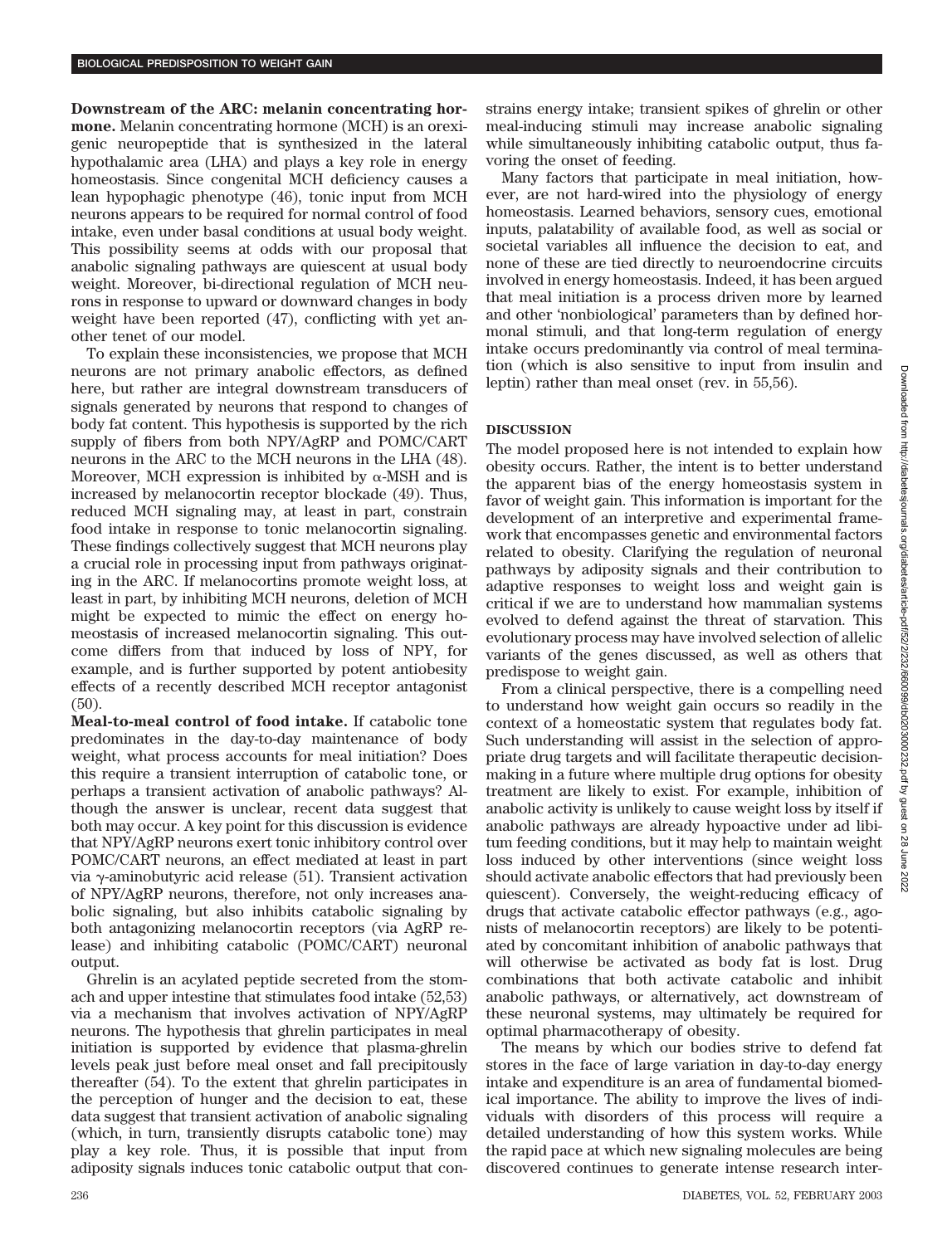**Downstream of the ARC: melanin concentrating hormone.** Melanin concentrating hormone (MCH) is an orexigenic neuropeptide that is synthesized in the lateral hypothalamic area (LHA) and plays a key role in energy homeostasis. Since congenital MCH deficiency causes a lean hypophagic phenotype (46), tonic input from MCH neurons appears to be required for normal control of food intake, even under basal conditions at usual body weight. This possibility seems at odds with our proposal that anabolic signaling pathways are quiescent at usual body weight. Moreover, bi-directional regulation of MCH neurons in response to upward or downward changes in body weight have been reported (47), conflicting with yet another tenet of our model.

To explain these inconsistencies, we propose that MCH neurons are not primary anabolic effectors, as defined here, but rather are integral downstream transducers of signals generated by neurons that respond to changes of body fat content. This hypothesis is supported by the rich supply of fibers from both NPY/AgRP and POMC/CART neurons in the ARC to the MCH neurons in the LHA (48). Moreover, MCH expression is inhibited by α-MSH and is increased by melanocortin receptor blockade (49). Thus, reduced MCH signaling may, at least in part, constrain food intake in response to tonic melanocortin signaling. These findings collectively suggest that MCH neurons play a crucial role in processing input from pathways originating in the ARC. If melanocortins promote weight loss, at least in part, by inhibiting MCH neurons, deletion of MCH might be expected to mimic the effect on energy homeostasis of increased melanocortin signaling. This outcome differs from that induced by loss of NPY, for example, and is further supported by potent antiobesity effects of a recently described MCH receptor antagonist (50).

**Meal-to-meal control of food intake.** If catabolic tone predominates in the day-to-day maintenance of body weight, what process accounts for meal initiation? Does this require a transient interruption of catabolic tone, or perhaps a transient activation of anabolic pathways? Although the answer is unclear, recent data suggest that both may occur. A key point for this discussion is evidence that NPY/AgRP neurons exert tonic inhibitory control over POMC/CART neurons, an effect mediated at least in part via γ-aminobutyric acid release (51). Transient activation of NPY/AgRP neurons, therefore, not only increases anabolic signaling, but also inhibits catabolic signaling by both antagonizing melanocortin receptors (via AgRP release) and inhibiting catabolic (POMC/CART) neuronal output.

Ghrelin is an acylated peptide secreted from the stomach and upper intestine that stimulates food intake (52,53) via a mechanism that involves activation of NPY/AgRP neurons. The hypothesis that ghrelin participates in meal initiation is supported by evidence that plasma-ghrelin levels peak just before meal onset and fall precipitously thereafter (54). To the extent that ghrelin participates in the perception of hunger and the decision to eat, these data suggest that transient activation of anabolic signaling (which, in turn, transiently disrupts catabolic tone) may play a key role. Thus, it is possible that input from adiposity signals induces tonic catabolic output that constrains energy intake; transient spikes of ghrelin or other meal-inducing stimuli may increase anabolic signaling while simultaneously inhibiting catabolic output, thus favoring the onset of feeding.

Many factors that participate in meal initiation, however, are not hard-wired into the physiology of energy homeostasis. Learned behaviors, sensory cues, emotional inputs, palatability of available food, as well as social or societal variables all influence the decision to eat, and none of these are tied directly to neuroendocrine circuits involved in energy homeostasis. Indeed, it has been argued that meal initiation is a process driven more by learned and other 'nonbiological' parameters than by defined hormonal stimuli, and that long-term regulation of energy intake occurs predominantly via control of meal termination (which is also sensitive to input from insulin and leptin) rather than meal onset (rev. in 55,56).

## DISCUSSION

The model proposed here is not intended to explain how obesity occurs. Rather, the intent is to better understand the apparent bias of the energy homeostasis system in favor of weight gain. This information is important for the development of an interpretive and experimental framework that encompasses genetic and environmental factors related to obesity. Clarifying the regulation of neuronal pathways by adiposity signals and their contribution to adaptive responses to weight loss and weight gain is critical if we are to understand how mammalian systems evolved to defend against the threat of starvation. This evolutionary process may have involved selection of allelic variants of the genes discussed, as well as others that predispose to weight gain.

From a clinical perspective, there is a compelling need to understand how weight gain occurs so readily in the context of a homeostatic system that regulates body fat. Such understanding will assist in the selection of appropriate drug targets and will facilitate therapeutic decision-making in a future where multiple drug options for obesity treatment are likely to exist. For example, inhibition of anabolic activity is unlikely to cause weight loss by itself if anabolic pathways are already hypoactive under ad libitum feeding conditions, but it may help to maintain weight loss induced by other interventions (since weight loss should activate anabolic effectors that had previously been quiescent). Conversely, the weight-reducing efficacy of drugs that activate catabolic effector pathways (e.g., agonists of melanocortin receptors) are likely to be potentiated by concomitant inhibition of anabolic pathways that will otherwise be activated as body fat is lost. Drug combinations that both activate catabolic and inhibit anabolic pathways, or alternatively, act downstream of these neuronal systems, may ultimately be required for optimal pharmacotherapy of obesity.

The means by which our bodies strive to defend fat stores in the face of large variation in day-to-day energy intake and expenditure is an area of fundamental biomedical importance. The ability to improve the lives of individuals with disorders of this process will require a detailed understanding of how this system works. While the rapid pace at which new signaling molecules are being discovered continues to generate intense research inter-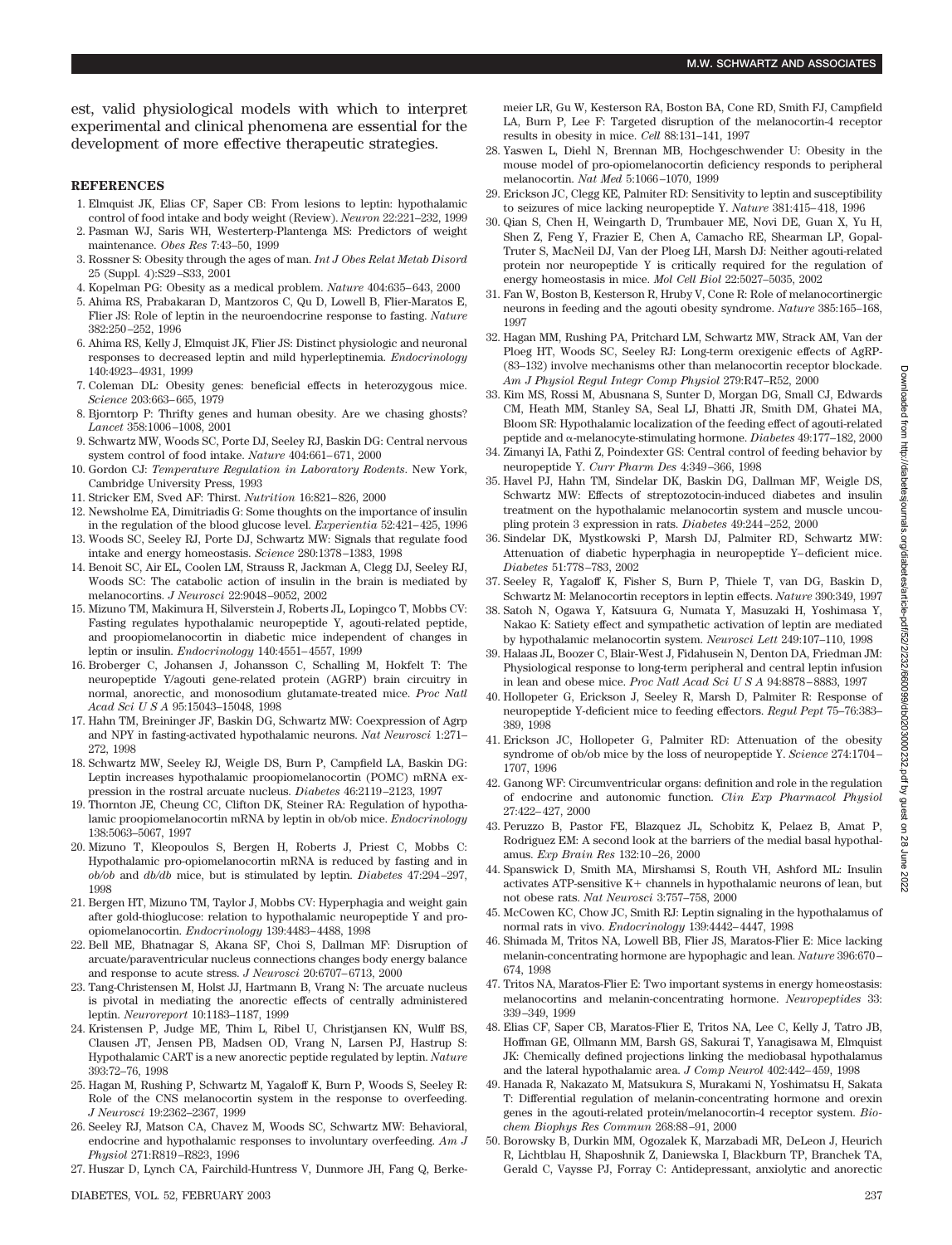est, valid physiological models with which to interpret experimental and clinical phenomena are essential for the development of more effective therapeutic strategies.

## REFERENCES

1. Elmquist JK, Elias CF, Saper CB: From lesions to leptin: hypothalamic control of food intake and body weight (Review). *Neuron* 22:221–232, 1999
2. Pasman WJ, Saris WH, Westerterp-Plantenga MS: Predictors of weight maintenance. *Obes Res* 7:43–50, 1999
3. Rossner S: Obesity through the ages of man. *Int J Obes Relat Metab Disord* 25 (Suppl. 4):S29–S33, 2001
4. Kopelman PG: Obesity as a medical problem. *Nature* 404:635–643, 2000
5. Ahima RS, Prabakaran D, Mantzoros C, Qu D, Lowell B, Flier-Maratos E, Flier JS: Role of leptin in the neuroendocrine response to fasting. *Nature* 382:250–252, 1996
6. Ahima RS, Kelly J, Elmquist JK, Flier JS: Distinct physiologic and neuronal responses to decreased leptin and mild hyperleptinemia. *Endocrinology* 140:4923–4931, 1999
7. Coleman DL: Obesity genes: beneficial effects in heterozygous mice. *Science* 203:663–665, 1979
8. Bjorntorp P: Thrifty genes and human obesity. Are we chasing ghosts? *Lancet* 358:1006–1008, 2001
9. Schwartz MW, Woods SC, Porte DJ, Seeley RJ, Baskin DG: Central nervous system control of food intake. *Nature* 404:661–671, 2000
10. Gordon CJ: *Temperature Regulation in Laboratory Rodents*. New York, Cambridge University Press, 1993
11. Stricker EM, Sved AF: Thirst. *Nutrition* 16:821–826, 2000
12. Newsholme EA, Dimitriadis G: Some thoughts on the importance of insulin in the regulation of the blood glucose level. *Experientia* 52:421–425, 1996
13. Woods SC, Seeley RJ, Porte DJ, Schwartz MW: Signals that regulate food intake and energy homeostasis. *Science* 280:1378–1383, 1998
14. Benoit SC, Air EL, Coolen LM, Strauss R, Jackman A, Clegg DJ, Seeley RJ, Woods SC: The catabolic action of insulin in the brain is mediated by melanocortins. *J Neurosci* 22:9048–9052, 2002
15. Mizuno TM, Makimura H, Silverstein J, Roberts JL, Lopingco T, Mobbs CV: Fasting regulates hypothalamic neuropeptide Y, agouti-related peptide, and proopiomelanocortin in diabetic mice independent of changes in leptin or insulin. *Endocrinology* 140:4551–4557, 1999
16. Broberger C, Johansen J, Johansson C, Schalling M, Hokfelt T: The neuropeptide Y/agouti gene-related protein (AGRP) brain circuitry in normal, anorectic, and monosodium glutamate-treated mice. *Proc Natl Acad Sci U S A* 95:15043–15048, 1998
17. Hahn TM, Breininger JF, Baskin DG, Schwartz MW: Coexpression of Agrp and NPY in fasting-activated hypothalamic neurons. *Nat Neurosci* 1:271–272, 1998
18. Schwartz MW, Seeley RJ, Weigle DS, Burn P, Campfield LA, Baskin DG: Leptin increases hypothalamic proopiomelanocortin (POMC) mRNA expression in the rostral arcuate nucleus. *Diabetes* 46:2119–2123, 1997
19. Thornton JE, Cheung CC, Clifton DK, Steiner RA: Regulation of hypothalamic proopiomelanocortin mRNA by leptin in ob/ob mice. *Endocrinology* 138:5063–5067, 1997
20. Mizuno T, Kleopoulos S, Bergen H, Roberts J, Priest C, Mobbs C: Hypothalamic pro-opiomelanocortin mRNA is reduced by fasting and in *ob/ob* and *db/db* mice, but is stimulated by leptin. *Diabetes* 47:294–297, 1998
21. Bergen HT, Mizuno TM, Taylor J, Mobbs CV: Hyperphagia and weight gain after gold-thioglucose: relation to hypothalamic neuropeptide Y and proopiomelanocortin. *Endocrinology* 139:4483–4488, 1998
22. Bell ME, Bhatnagar S, Akana SF, Choi S, Dallman MF: Disruption of arcuate/paraventricular nucleus connections changes body energy balance and response to acute stress. *J Neurosci* 20:6707–6713, 2000
23. Tang-Christensen M, Holst JJ, Hartmann B, Vrang N: The arcuate nucleus is pivotal in mediating the anorectic effects of centrally administered leptin. *Neuroreport* 10:1183–1187, 1999
24. Kristensen P, Judge ME, Thim L, Ribel U, Christjansen KN, Wulff BS, Clausen JT, Jensen PB, Madsen OD, Vrang N, Larsen PJ, Hastrup S: Hypothalamic CART is a new anorectic peptide regulated by leptin. *Nature* 393:72–76, 1998
25. Hagan M, Rushing P, Schwartz M, Yagaloff K, Burn P, Woods S, Seeley R: Role of the CNS melanocortin system in the response to overfeeding. *J Neurosci* 19:2362–2367, 1999
26. Seeley RJ, Matson CA, Chavez M, Woods SC, Schwartz MW: Behavioral, endocrine and hypothalamic responses to involuntary overfeeding. *Am J Physiol* 271:R819–R823, 1996
27. Huszar D, Lynch CA, Fairchild-Huntress V, Dunmore JH, Fang Q, Berkemeier LR, Gu W, Kesterson RA, Boston BA, Cone RD, Smith FJ, Campfield LA, Burn P, Lee F: Targeted disruption of the melanocortin-4 receptor results in obesity in mice. *Cell* 88:131–141, 1997
28. Yaswen L, Diehl N, Brennan MB, Hochgeschwender U: Obesity in the mouse model of pro-opiomelanocortin deficiency responds to peripheral melanocortin. *Nat Med* 5:1066–1070, 1999
29. Erickson JC, Clegg KE, Palmiter RD: Sensitivity to leptin and susceptibility to seizures of mice lacking neuropeptide Y. *Nature* 381:415–418, 1996
30. Qian S, Chen H, Weingarth D, Trumbauer ME, Novi DE, Guan X, Yu H, Shen Z, Feng Y, Frazier E, Chen A, Camacho RE, Shearman LP, Gopal-Truter S, MacNeil DJ, Van der Ploeg LH, Marsh DJ: Neither agouti-related protein nor neuropeptide Y is critically required for the regulation of energy homeostasis in mice. *Mol Cell Biol* 22:5027–5035, 2002
31. Fan W, Boston B, Kesterson R, Hruby V, Cone R: Role of melanocortinergic neurons in feeding and the agouti obesity syndrome. *Nature* 385:165–168, 1997
32. Hagan MM, Rushing PA, Pritchard LM, Schwartz MW, Strack AM, Van der Ploeg HT, Woods SC, Seeley RJ: Long-term orexigenic effects of AgRP-(83–132) involve mechanisms other than melanocortin receptor blockade. *Am J Physiol Regul Integr Comp Physiol* 279:R47–R52, 2000
33. Kim MS, Rossi M, Abusnana S, Sunter D, Morgan DG, Small CJ, Edwards CM, Heath MM, Stanley SA, Seal LJ, Bhatti JR, Smith DM, Ghatei MA, Bloom SR: Hypothalamic localization of the feeding effect of agouti-related peptide and α-melanocyte-stimulating hormone. *Diabetes* 49:177–182, 2000
34. Zimanyi IA, Fathi Z, Poindexter GS: Central control of feeding behavior by neuropeptide Y. *Curr Pharm Des* 4:349–366, 1998
35. Havel PJ, Hahn TM, Sindelar DK, Baskin DG, Dallman MF, Weigle DS, Schwartz MW: Effects of streptozotocin-induced diabetes and insulin treatment on the hypothalamic melanocortin system and muscle uncoupling protein 3 expression in rats. *Diabetes* 49:244–252, 2000
36. Sindelar DK, Mystkowski P, Marsh DJ, Palmiter RD, Schwartz MW: Attenuation of diabetic hyperphagia in neuropeptide Y–deficient mice. *Diabetes* 51:778–783, 2002
37. Seeley R, Yagaloff K, Fisher S, Burn P, Thiele T, van DG, Baskin D, Schwartz M: Melanocortin receptors in leptin effects. *Nature* 390:349, 1997
38. Satoh N, Ogawa Y, Katsuura G, Numata Y, Masuzaki H, Yoshimasa Y, Nakao K: Satiety effect and sympathetic activation of leptin are mediated by hypothalamic melanocortin system. *Neurosci Lett* 249:107–110, 1998
39. Halaas JL, Boozer C, Blair-West J, Fidahusein N, Denton DA, Friedman JM: Physiological response to long-term peripheral and central leptin infusion in lean and obese mice. *Proc Natl Acad Sci U S A* 94:8878–8883, 1997
40. Hollopeter G, Erickson J, Seeley R, Marsh D, Palmiter R: Response of neuropeptide Y-deficient mice to feeding effectors. *Regul Pept* 75–76:383–389, 1998
41. Erickson JC, Hollopeter G, Palmiter RD: Attenuation of the obesity syndrome of ob/ob mice by the loss of neuropeptide Y. *Science* 274:1704–1707, 1996
42. Ganong WF: Circumventricular organs: definition and role in the regulation of endocrine and autonomic function. *Clin Exp Pharmacol Physiol* 27:422–427, 2000
43. Peruzzo B, Pastor FE, Blazquez JL, Schobitz K, Pelaez B, Amat P, Rodriguez EM: A second look at the barriers of the medial basal hypothalamus. *Exp Brain Res* 132:10–26, 2000
44. Spanswick D, Smith MA, Mirshamsi S, Routh VH, Ashford ML: Insulin activates ATP-sensitive K+ channels in hypothalamic neurons of lean, but not obese rats. *Nat Neurosci* 3:757–758, 2000
45. McCowen KC, Chow JC, Smith RJ: Leptin signaling in the hypothalamus of normal rats in vivo. *Endocrinology* 139:4442–4447, 1998
46. Shimada M, Tritos NA, Lowell BB, Flier JS, Maratos-Flier E: Mice lacking melanin-concentrating hormone are hypophagic and lean. *Nature* 396:670–674, 1998
47. Tritos NA, Maratos-Flier E: Two important systems in energy homeostasis: melanocortins and melanin-concentrating hormone. *Neuropeptides* 33:339–349, 1999
48. Elias CF, Saper CB, Maratos-Flier E, Tritos NA, Lee C, Kelly J, Tatro JB, Hoffman GE, Ollmann MM, Barsh GS, Sakurai T, Yanagisawa M, Elmquist JK: Chemically defined projections linking the mediobasal hypothalamus and the lateral hypothalamic area. *J Comp Neurol* 402:442–459, 1998
49. Hanada R, Nakazato M, Matsukura S, Murakami N, Yoshimatsu H, Sakata T: Differential regulation of melanin-concentrating hormone and orexin genes in the agouti-related protein/melanocortin-4 receptor system. *Biochem Biophys Res Commun* 268:88–91, 2000
50. Borowsky B, Durkin MM, Ogozalek K, Marzabadi MR, DeLeon J, Heurich R, Lichtblau H, Shaposhnik Z, Daniewska I, Blackburn TP, Branchek TA, Gerald C, Vaysse PJ, Forray C: Antidepressant, anxiolytic and anorectic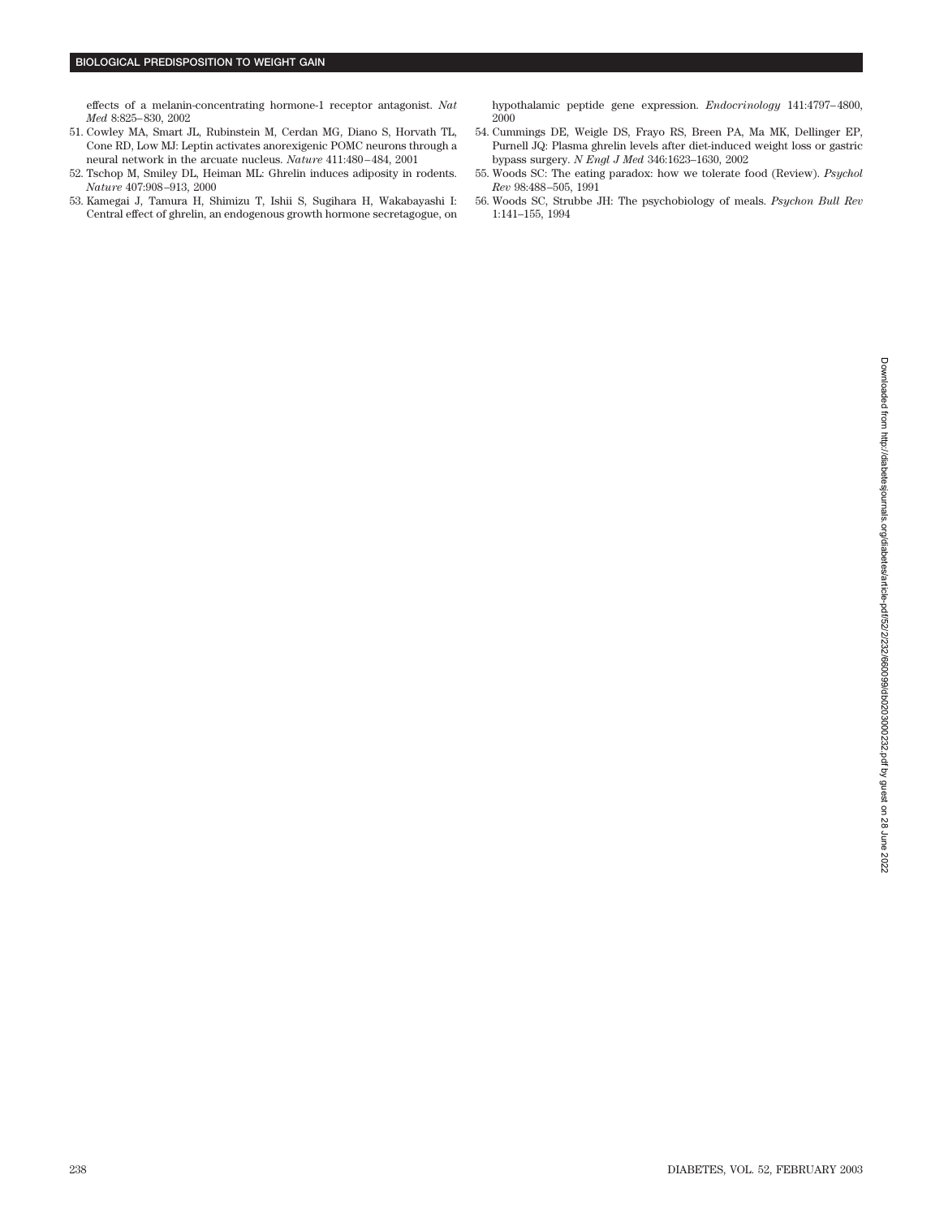effects of a melanin-concentrating hormone-1 receptor antagonist. *Nat Med* 8:825–830, 2002

51. Cowley MA, Smart JL, Rubinstein M, Cerdan MG, Diano S, Horvath TL, Cone RD, Low MJ: Leptin activates anorexigenic POMC neurons through a neural network in the arcuate nucleus. *Nature* 411:480–484, 2001
52. Tschop M, Smiley DL, Heiman ML: Ghrelin induces adiposity in rodents. *Nature* 407:908–913, 2000
53. Kamegai J, Tamura H, Shimizu T, Ishii S, Sugihara H, Wakabayashi I: Central effect of ghrelin, an endogenous growth hormone secretagogue, on hypothalamic peptide gene expression. *Endocrinology* 141:4797–4800, 2000
54. Cummings DE, Weigle DS, Frayo RS, Breen PA, Ma MK, Dellinger EP, Purnell JQ: Plasma ghrelin levels after diet-induced weight loss or gastric bypass surgery. *N Engl J Med* 346:1623–1630, 2002
55. Woods SC: The eating paradox: how we tolerate food (Review). *Psychol Rev* 98:488–505, 1991
56. Woods SC, Strubbe JH: The psychobiology of meals. *Psychon Bull Rev* 1:141–155, 1994